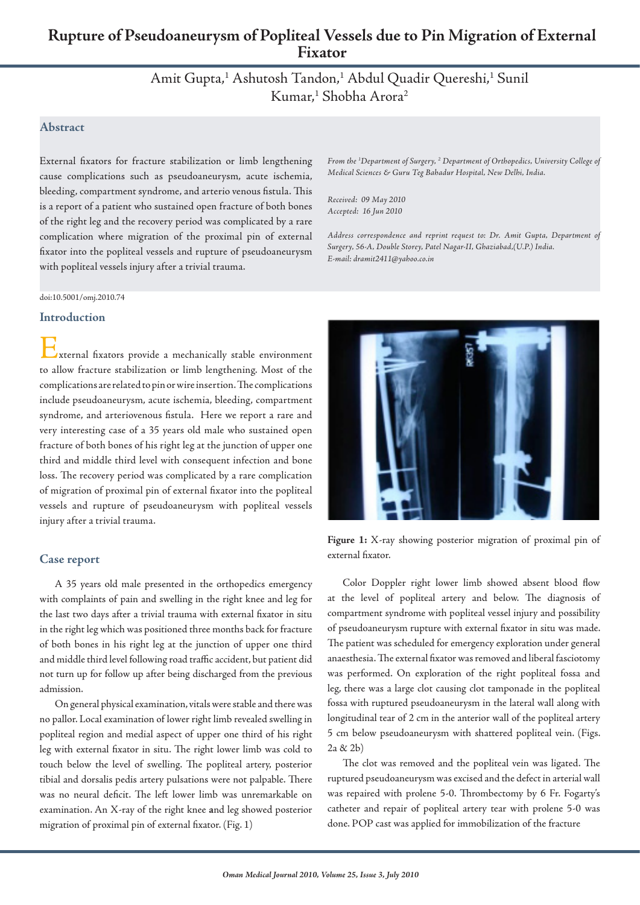# Rupture of Pseudoaneurysm of Popliteal Vessels due to Pin Migration of External Fixator

Amit Gupta,[1] Ashutosh Tandon,[1] Abdul Quadir Quereshi,[1] Sunil Kumar,[1] Shobha Arora[2]

## Abstract

External fixators for fracture stabilization or limb lengthening cause complications such as pseudoaneurysm, acute ischemia, bleeding, compartment syndrome, and arterio venous fistula. This is a report of a patient who sustained open fracture of both bones of the right leg and the recovery period was complicated by a rare complication where migration of the proximal pin of external fixator into the popliteal vessels and rupture of pseudoaneurysm with popliteal vessels injury after a trivial trauma.

*From the [1]Department of Surgery, [2] Department of Orthopedics, University College of Medical Sciences & Guru Teg Bahadur Hospital, New Delhi, India.*

*Received: 09 May 2010*
*Accepted: 16 Jun 2010*

*Address correspondence and reprint request to: Dr. Amit Gupta, Department of Surgery, 56-A, Double Storey, Patel Nagar-II, Ghaziabad,(U.P.) India.*
*E-mail: dramit2411@yahoo.co.in*

doi:10.5001/omj.2010.74

## Introduction

External fixators provide a mechanically stable environment to allow fracture stabilization or limb lengthening. Most of the complications are related to pin or wire insertion. The complications include pseudoaneurysm, acute ischemia, bleeding, compartment syndrome, and arteriovenous fistula. Here we report a rare and very interesting case of a 35 years old male who sustained open fracture of both bones of his right leg at the junction of upper one third and middle third level with consequent infection and bone loss. The recovery period was complicated by a rare complication of migration of proximal pin of external fixator into the popliteal vessels and rupture of pseudoaneurysm with popliteal vessels injury after a trivial trauma.

## Case report

A 35 years old male presented in the orthopedics emergency with complaints of pain and swelling in the right knee and leg for the last two days after a trivial trauma with external fixator in situ in the right leg which was positioned three months back for fracture of both bones in his right leg at the junction of upper one third and middle third level following road traffic accident, but patient did not turn up for follow up after being discharged from the previous admission.

On general physical examination, vitals were stable and there was no pallor. Local examination of lower right limb revealed swelling in popliteal region and medial aspect of upper one third of his right leg with external fixator in situ. The right lower limb was cold to touch below the level of swelling. The popliteal artery, posterior tibial and dorsalis pedis artery pulsations were not palpable. There was no neural deficit. The left lower limb was unremarkable on examination. An X-ray of the right knee and leg showed posterior migration of proximal pin of external fixator. (Fig. 1)

**Figure 1:** X-ray showing posterior migration of proximal pin of external fixator.

Color Doppler right lower limb showed absent blood flow at the level of popliteal artery and below. The diagnosis of compartment syndrome with popliteal vessel injury and possibility of pseudoaneurysm rupture with external fixator in situ was made. The patient was scheduled for emergency exploration under general anaesthesia. The external fixator was removed and liberal fasciotomy was performed. On exploration of the right popliteal fossa and leg, there was a large clot causing clot tamponade in the popliteal fossa with ruptured pseudoaneurysm in the lateral wall along with longitudinal tear of 2 cm in the anterior wall of the popliteal artery 5 cm below pseudoaneurysm with shattered popliteal vein. (Figs. 2a & 2b)

The clot was removed and the popliteal vein was ligated. The ruptured pseudoaneurysm was excised and the defect in arterial wall was repaired with prolene 5-0. Thrombectomy by 6 Fr. Fogarty's catheter and repair of popliteal artery tear with prolene 5-0 was done. POP cast was applied for immobilization of the fracture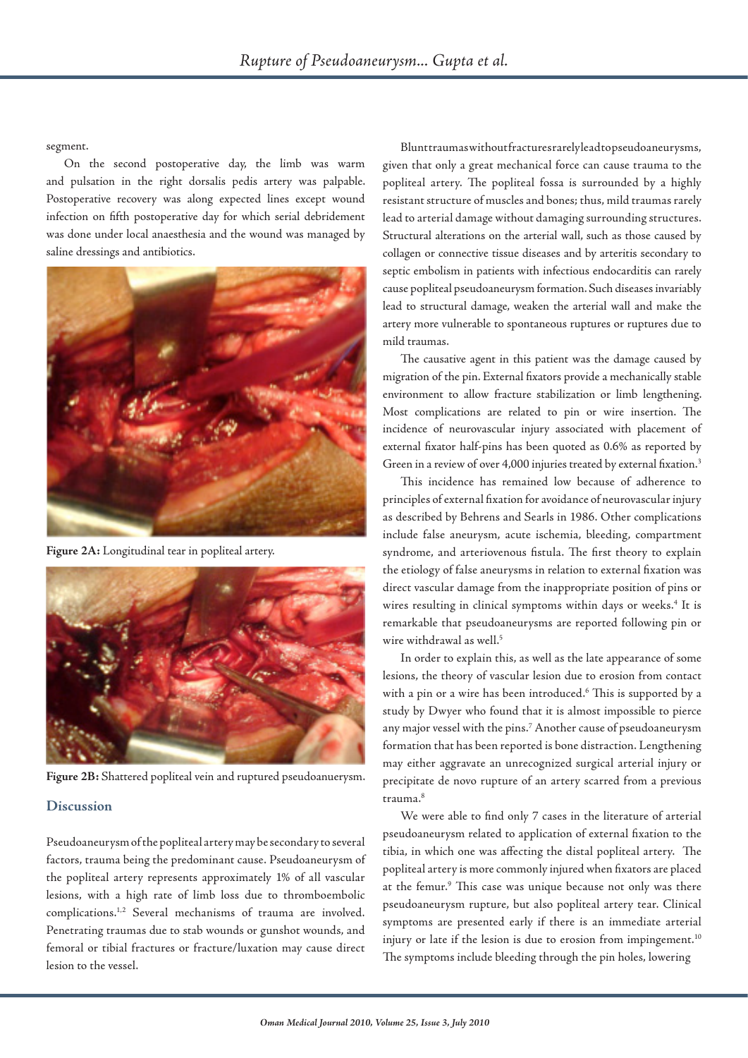segment.

On the second postoperative day, the limb was warm and pulsation in the right dorsalis pedis artery was palpable. Postoperative recovery was along expected lines except wound infection on fifth postoperative day for which serial debridement was done under local anaesthesia and the wound was managed by saline dressings and antibiotics.

**Figure 2A:** Longitudinal tear in popliteal artery.

**Figure 2B:** Shattered popliteal vein and ruptured pseudoanuerysm.

## Discussion

Pseudoaneurysm of the popliteal artery may be secondary to several factors, trauma being the predominant cause. Pseudoaneurysm of the popliteal artery represents approximately 1% of all vascular lesions, with a high rate of limb loss due to thromboembolic complications.[1,2] Several mechanisms of trauma are involved. Penetrating traumas due to stab wounds or gunshot wounds, and femoral or tibial fractures or fracture/luxation may cause direct lesion to the vessel.

Blunt traumas without fractures rarely lead to pseudoaneurysms, given that only a great mechanical force can cause trauma to the popliteal artery. The popliteal fossa is surrounded by a highly resistant structure of muscles and bones; thus, mild traumas rarely lead to arterial damage without damaging surrounding structures. Structural alterations on the arterial wall, such as those caused by collagen or connective tissue diseases and by arteritis secondary to septic embolism in patients with infectious endocarditis can rarely cause popliteal pseudoaneurysm formation. Such diseases invariably lead to structural damage, weaken the arterial wall and make the artery more vulnerable to spontaneous ruptures or ruptures due to mild traumas.

The causative agent in this patient was the damage caused by migration of the pin. External fixators provide a mechanically stable environment to allow fracture stabilization or limb lengthening. Most complications are related to pin or wire insertion. The incidence of neurovascular injury associated with placement of external fixator half-pins has been quoted as 0.6% as reported by Green in a review of over 4,000 injuries treated by external fixation.[3]

This incidence has remained low because of adherence to principles of external fixation for avoidance of neurovascular injury as described by Behrens and Searls in 1986. Other complications include false aneurysm, acute ischemia, bleeding, compartment syndrome, and arteriovenous fistula. The first theory to explain the etiology of false aneurysms in relation to external fixation was direct vascular damage from the inappropriate position of pins or wires resulting in clinical symptoms within days or weeks.[4] It is remarkable that pseudoaneurysms are reported following pin or wire withdrawal as well.[5]

In order to explain this, as well as the late appearance of some lesions, the theory of vascular lesion due to erosion from contact with a pin or a wire has been introduced.[6] This is supported by a study by Dwyer who found that it is almost impossible to pierce any major vessel with the pins.[7] Another cause of pseudoaneurysm formation that has been reported is bone distraction. Lengthening may either aggravate an unrecognized surgical arterial injury or precipitate de novo rupture of an artery scarred from a previous trauma.[8]

We were able to find only 7 cases in the literature of arterial pseudoaneurysm related to application of external fixation to the tibia, in which one was affecting the distal popliteal artery. The popliteal artery is more commonly injured when fixators are placed at the femur.[9] This case was unique because not only was there pseudoaneurysm rupture, but also popliteal artery tear. Clinical symptoms are presented early if there is an immediate arterial injury or late if the lesion is due to erosion from impingement.[10] The symptoms include bleeding through the pin holes, lowering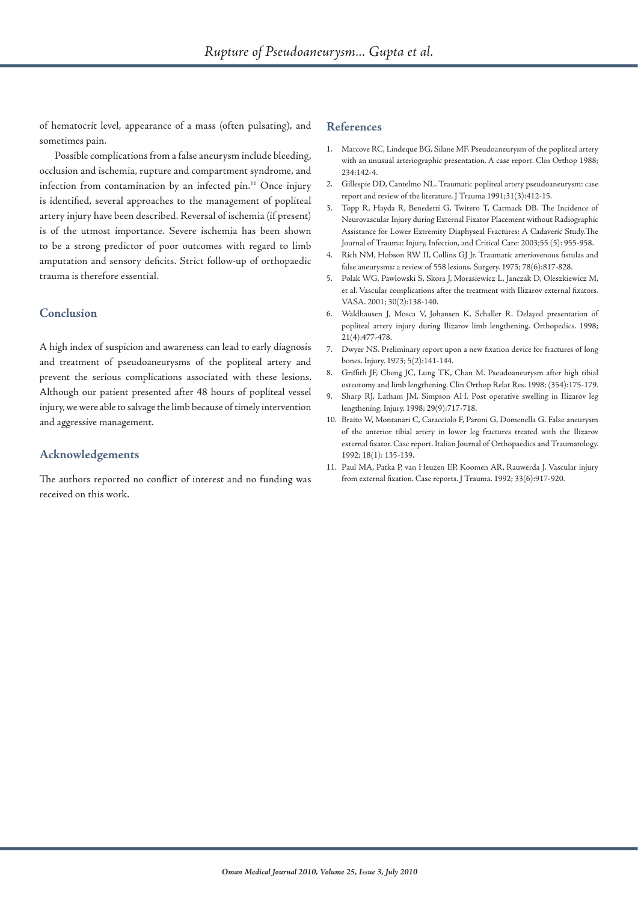of hematocrit level, appearance of a mass (often pulsating), and sometimes pain.

Possible complications from a false aneurysm include bleeding, occlusion and ischemia, rupture and compartment syndrome, and infection from contamination by an infected pin.[11] Once injury is identified, several approaches to the management of popliteal artery injury have been described. Reversal of ischemia (if present) is of the utmost importance. Severe ischemia has been shown to be a strong predictor of poor outcomes with regard to limb amputation and sensory deficits. Strict follow-up of orthopaedic trauma is therefore essential.

## Conclusion

A high index of suspicion and awareness can lead to early diagnosis and treatment of pseudoaneurysms of the popliteal artery and prevent the serious complications associated with these lesions. Although our patient presented after 48 hours of popliteal vessel injury, we were able to salvage the limb because of timely intervention and aggressive management.

## Acknowledgements

The authors reported no conflict of interest and no funding was received on this work.

## References

1. Marcove RC, Lindeque BG, Silane MF. Pseudoaneurysm of the popliteal artery with an unusual arteriographic presentation. A case report. Clin Orthop 1988; 234:142-4.
2. Gillespie DD, Cantelmo NL. Traumatic popliteal artery pseudoaneurysm: case report and review of the literature. J Trauma 1991;31(3):412-15.
3. Topp R, Hayda R, Benedetti G, Twitero T, Carmack DB. The Incidence of Neurovascular Injury during External Fixator Placement without Radiographic Assistance for Lower Extremity Diaphyseal Fractures: A Cadaveric Study.The Journal of Trauma: Injury, Infection, and Critical Care: 2003;55 (5): 955-958.
4. Rich NM, Hobson RW II, Collins GJ Jr. Traumatic arteriovenous fistulas and false aneurysms: a review of 558 lesions. Surgery. 1975; 78(6):817-828.
5. Polak WG, Pawlowski S, Skora J, Morasiewicz L, Janczak D, Oleszkiewicz M, et al. Vascular complications after the treatment with Ilizarov external fixators. VASA. 2001; 30(2):138-140.
6. Waldhausen J, Mosca V, Johansen K, Schaller R. Delayed presentation of popliteal artery injury during Ilizarov limb lengthening. Orthopedics. 1998; 21(4):477-478.
7. Dwyer NS. Preliminary report upon a new fixation device for fractures of long bones. Injury. 1973; 5(2):141-144.
8. Griffith JF, Cheng JC, Lung TK, Chan M. Pseudoaneurysm after high tibial osteotomy and limb lengthening. Clin Orthop Relat Res. 1998; (354):175-179.
9. Sharp RJ, Latham JM, Simpson AH. Post operative swelling in Ilizarov leg lengthening. Injury. 1998; 29(9):717-718.
10. Braito W, Montanari C, Caracciolo F, Paroni G, Domenella G. False aneurysm of the anterior tibial artery in lower leg fractures treated with the Ilizarov external fixator. Case report. Italian Journal of Orthopaedics and Traumatology. 1992; 18(1): 135-139.
11. Paul MA, Patka P, van Heuzen EP, Koomen AR, Rauwerda J. Vascular injury from external fixation. Case reports. J Trauma. 1992; 33(6):917-920.